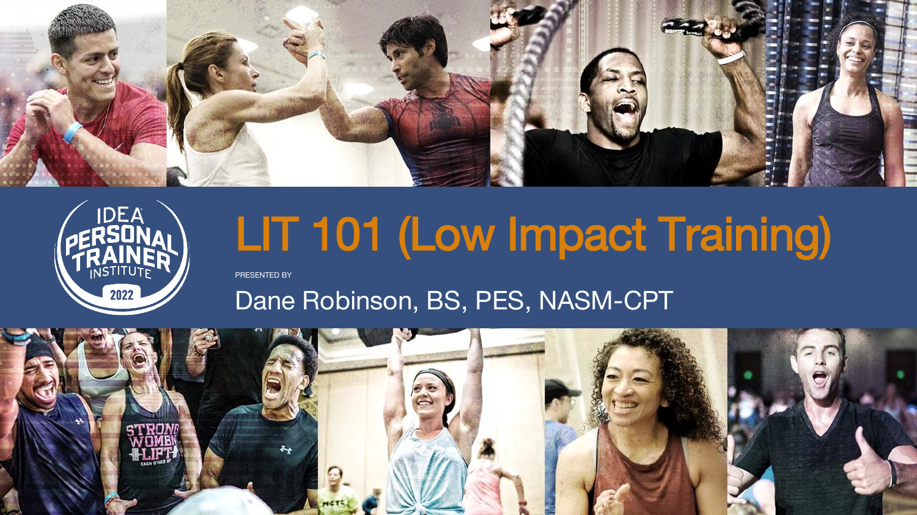# LIT 101 (Low Impact Training)

PRESENTED BY

Dane Robinson, BS, PES, NASM-CPT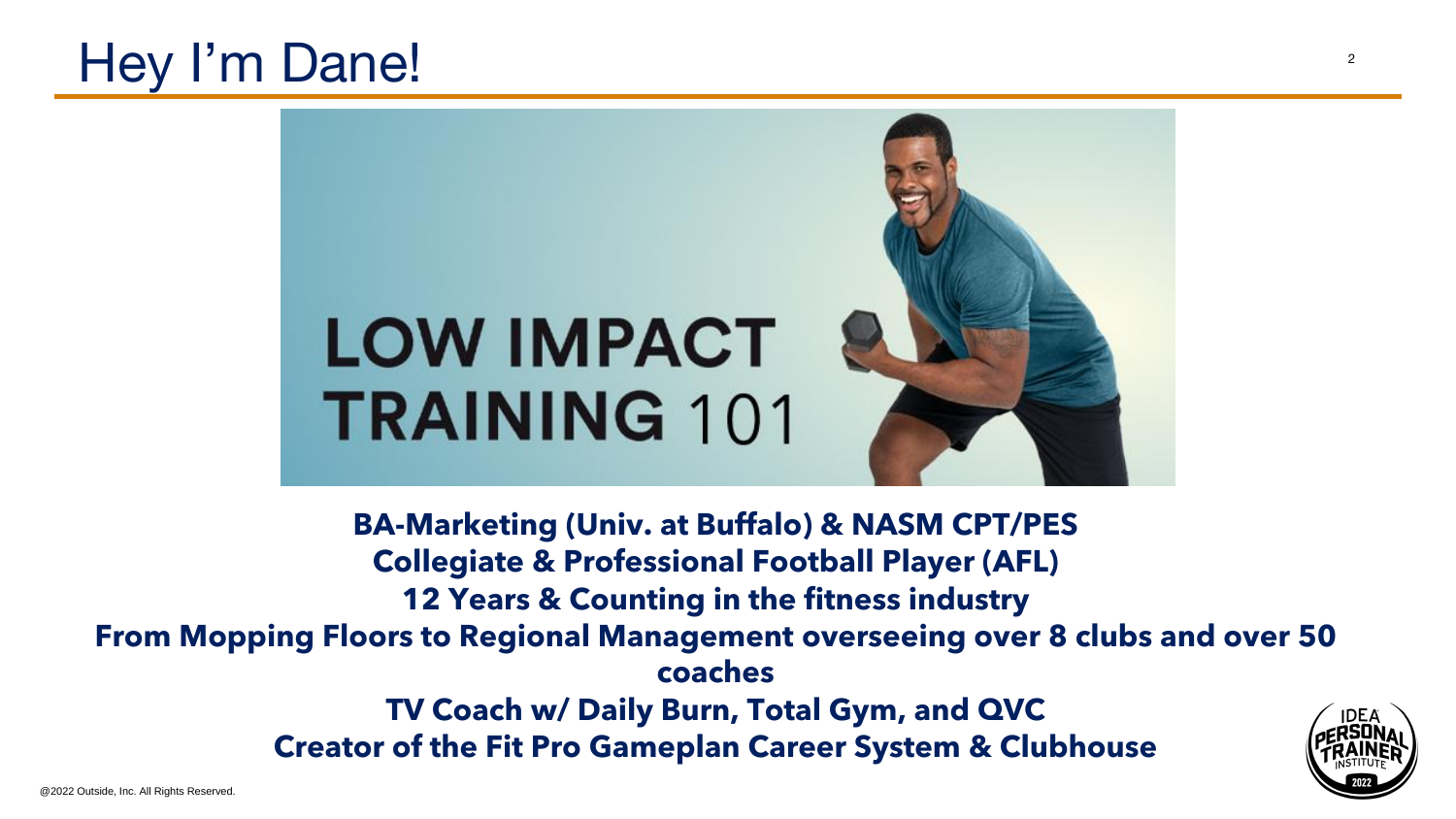# Hey I'm Dane!

LOW IMPACT TRAINING 101

**BA-Marketing (Univ. at Buffalo) & NASM CPT/PES**

**Collegiate & Professional Football Player (AFL)**

**12 Years & Counting in the fitness industry**

**From Mopping Floors to Regional Management overseeing over 8 clubs and over 50 coaches**

**TV Coach w/ Daily Burn, Total Gym, and QVC**

**Creator of the Fit Pro Gameplan Career System & Clubhouse**

@2022 Outside, Inc. All Rights Reserved.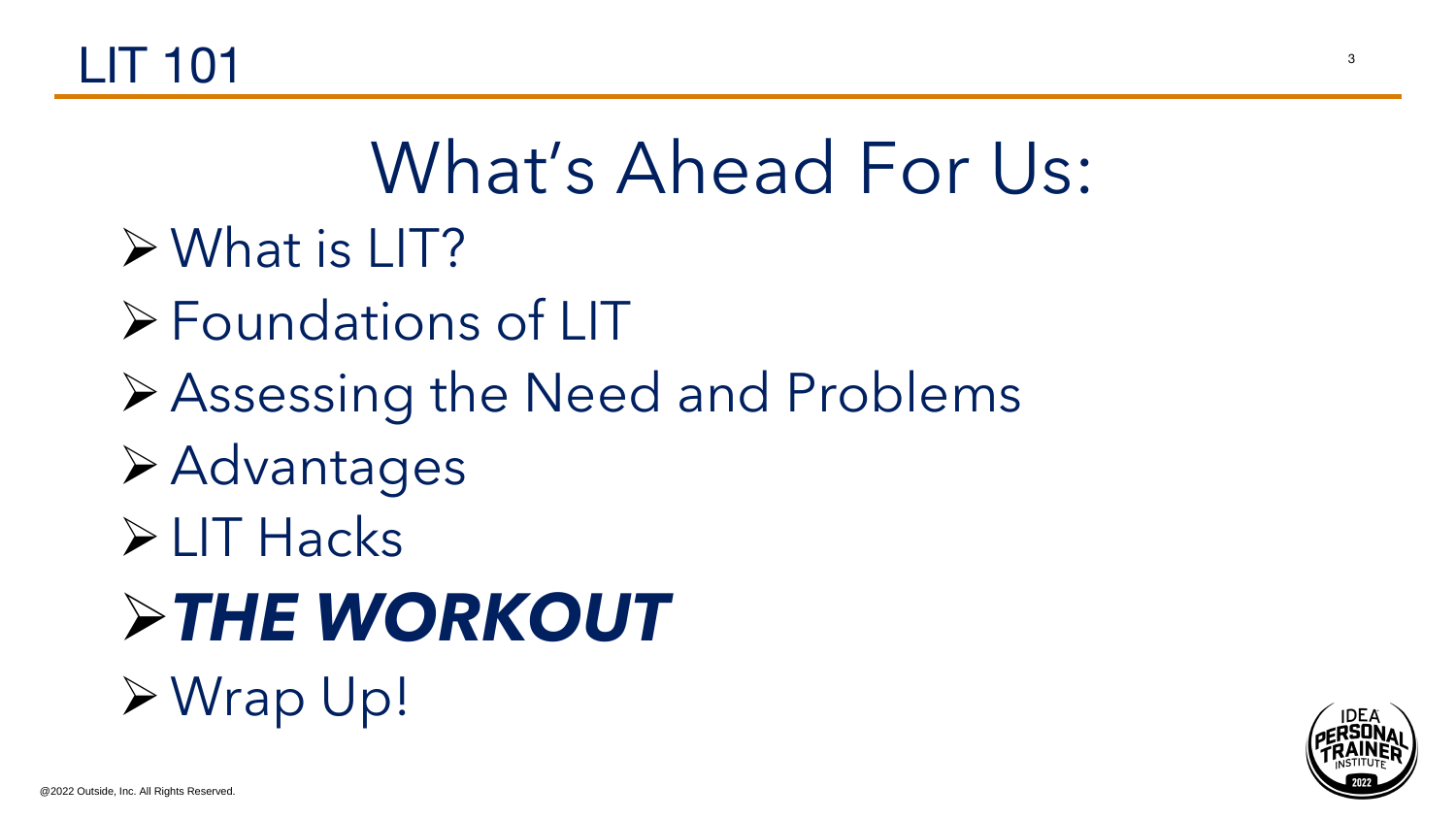# What's Ahead For Us:

- What is LIT?
- Foundations of LIT
- Assessing the Need and Problems
- Advantages
- LIT Hacks
- ***THE WORKOUT***
- Wrap Up!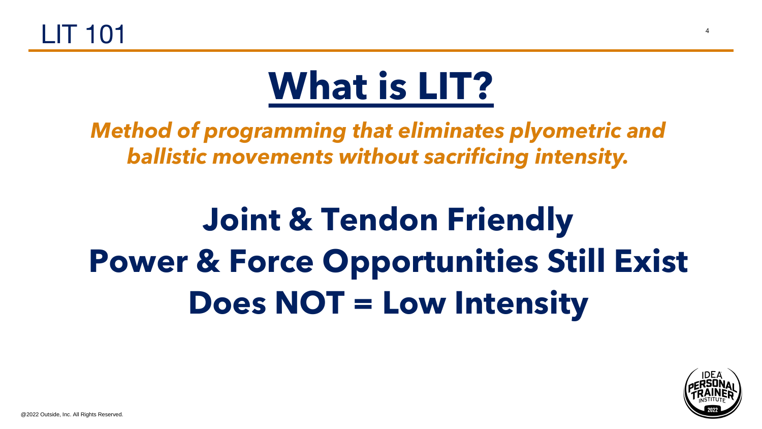# What is LIT?

***Method of programming that eliminates plyometric and ballistic movements without sacrificing intensity.***

**Joint & Tendon Friendly**

**Power & Force Opportunities Still Exist**

**Does NOT = Low Intensity**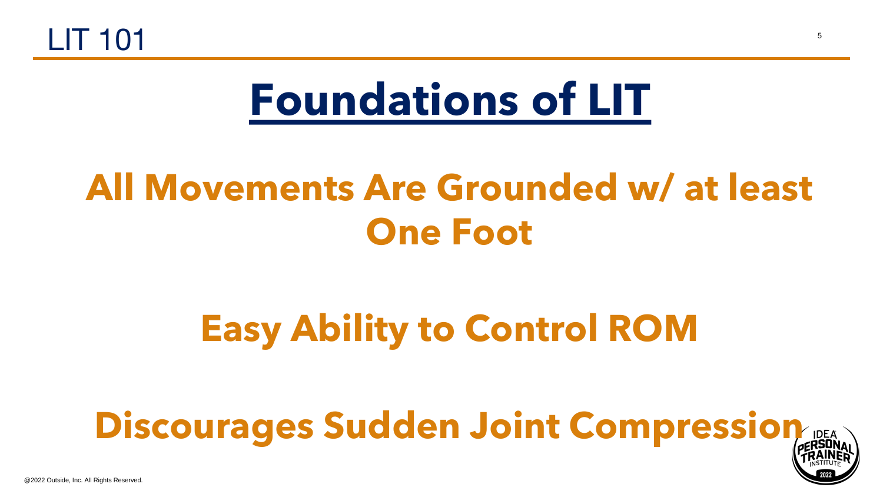# Foundations of LIT

## All Movements Are Grounded w/ at least One Foot

## Easy Ability to Control ROM

## Discourages Sudden Joint Compression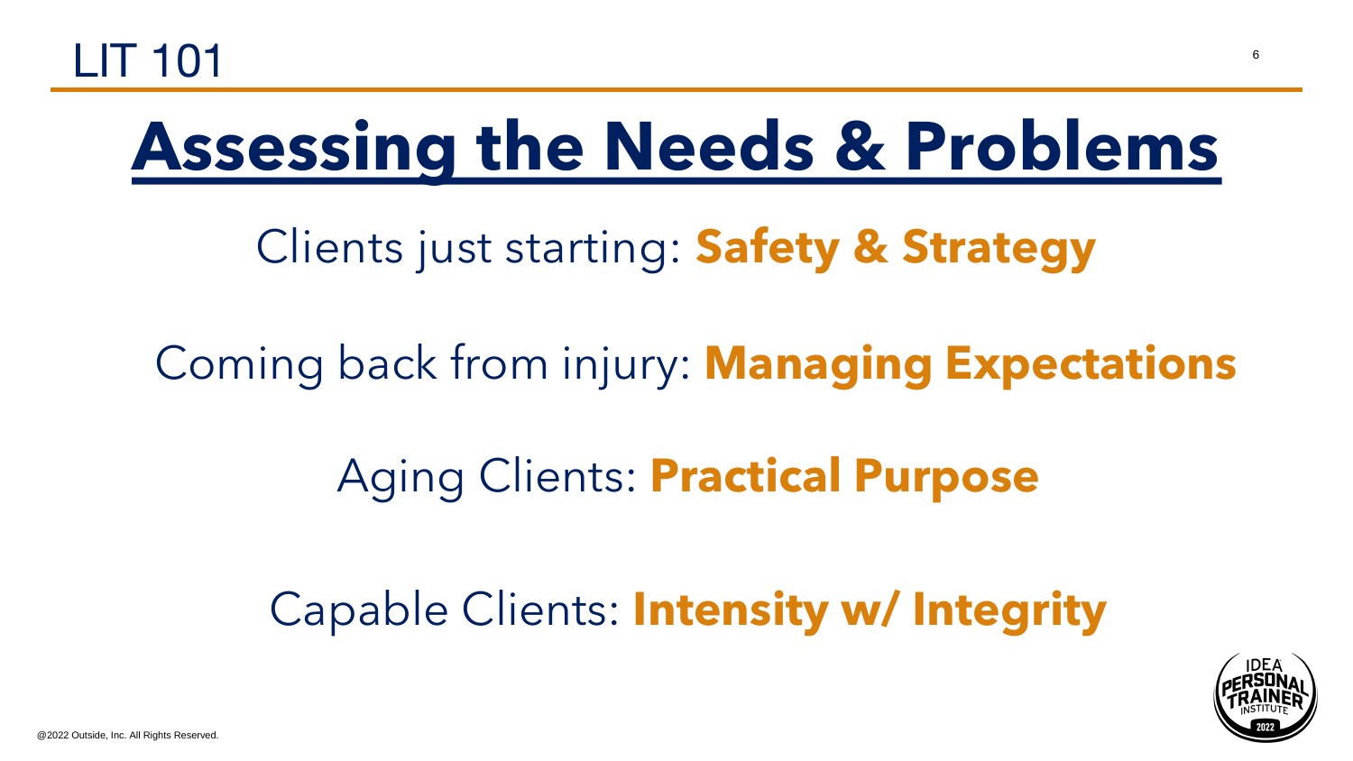LIT 101

# Assessing the Needs & Problems

Clients just starting: **Safety & Strategy**

Coming back from injury: **Managing Expectations**

Aging Clients: **Practical Purpose**

Capable Clients: **Intensity w/ Integrity**

@2022 Outside, Inc. All Rights Reserved.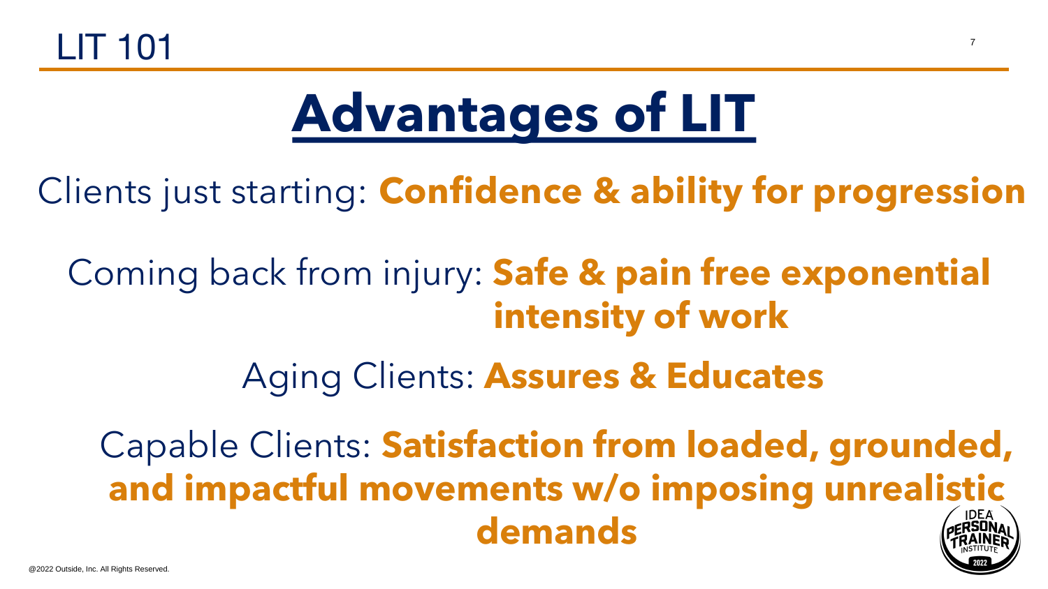LIT 101

# Advantages of LIT

Clients just starting: **Confidence & ability for progression**

Coming back from injury: **Safe & pain free exponential intensity of work**

Aging Clients: **Assures & Educates**

Capable Clients: **Satisfaction from loaded, grounded, and impactful movements w/o imposing unrealistic demands**

@2022 Outside, Inc. All Rights Reserved.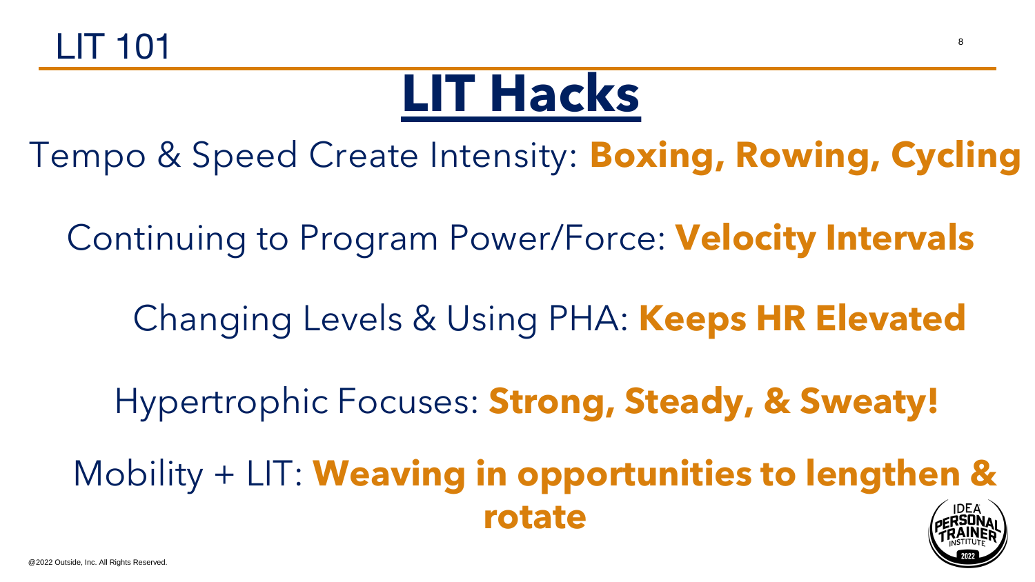# LIT Hacks

Tempo & Speed Create Intensity: **Boxing, Rowing, Cycling**

Continuing to Program Power/Force: **Velocity Intervals**

Changing Levels & Using PHA: **Keeps HR Elevated**

Hypertrophic Focuses: **Strong, Steady, & Sweaty!**

Mobility + LIT: **Weaving in opportunities to lengthen & rotate**

@2022 Outside, Inc. All Rights Reserved.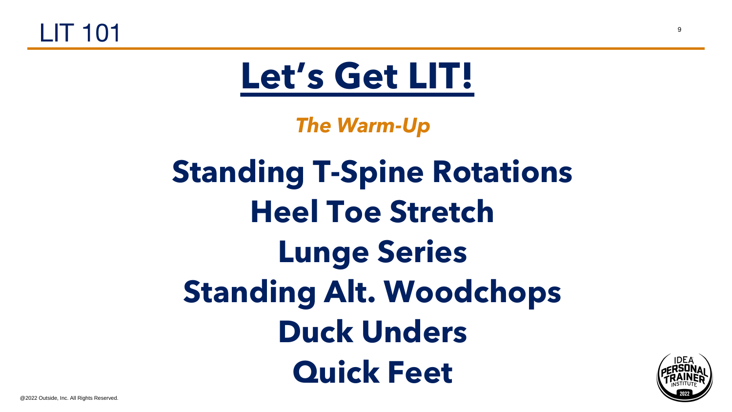# Let's Get LIT!

***The Warm-Up***

**Standing T-Spine Rotations**

**Heel Toe Stretch**

**Lunge Series**

**Standing Alt. Woodchops**

**Duck Unders**

**Quick Feet**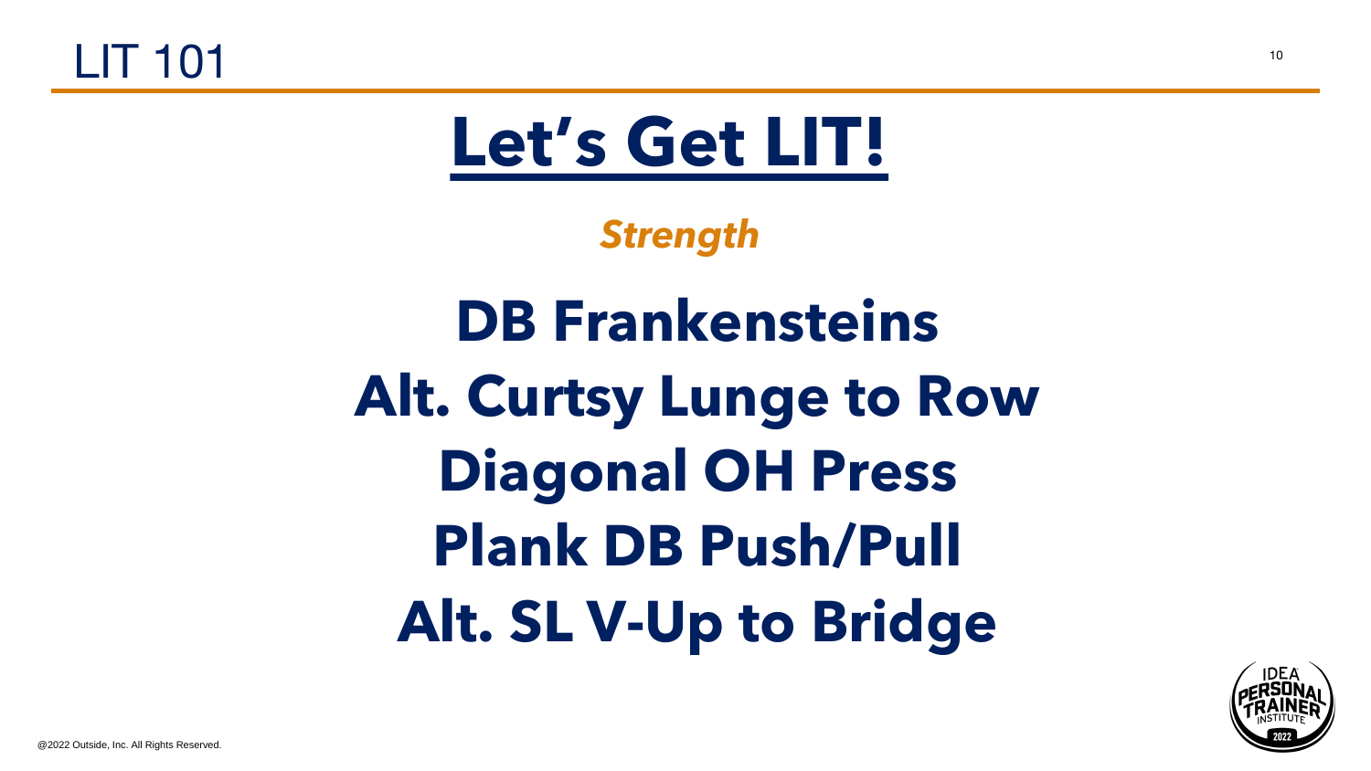# Let's Get LIT!

***Strength***

**DB Frankensteins**

**Alt. Curtsy Lunge to Row**

**Diagonal OH Press**

**Plank DB Push/Pull**

**Alt. SL V-Up to Bridge**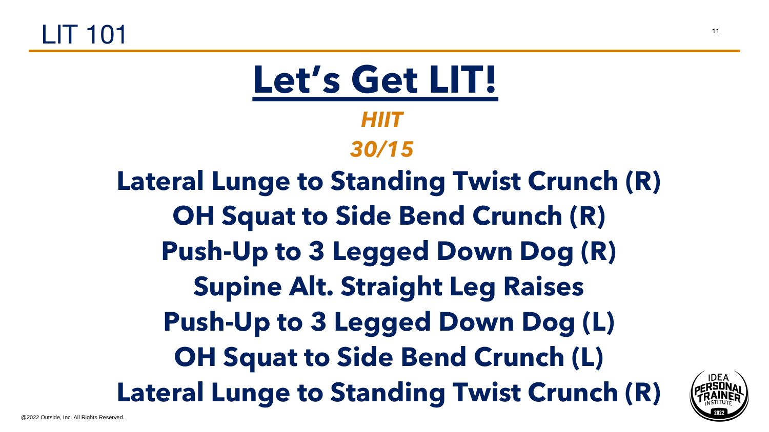# Let's Get LIT!

***HIIT***

***30/15***

**Lateral Lunge to Standing Twist Crunch (R)**

**OH Squat to Side Bend Crunch (R)**

**Push-Up to 3 Legged Down Dog (R)**

**Supine Alt. Straight Leg Raises**

**Push-Up to 3 Legged Down Dog (L)**

**OH Squat to Side Bend Crunch (L)**

**Lateral Lunge to Standing Twist Crunch (R)**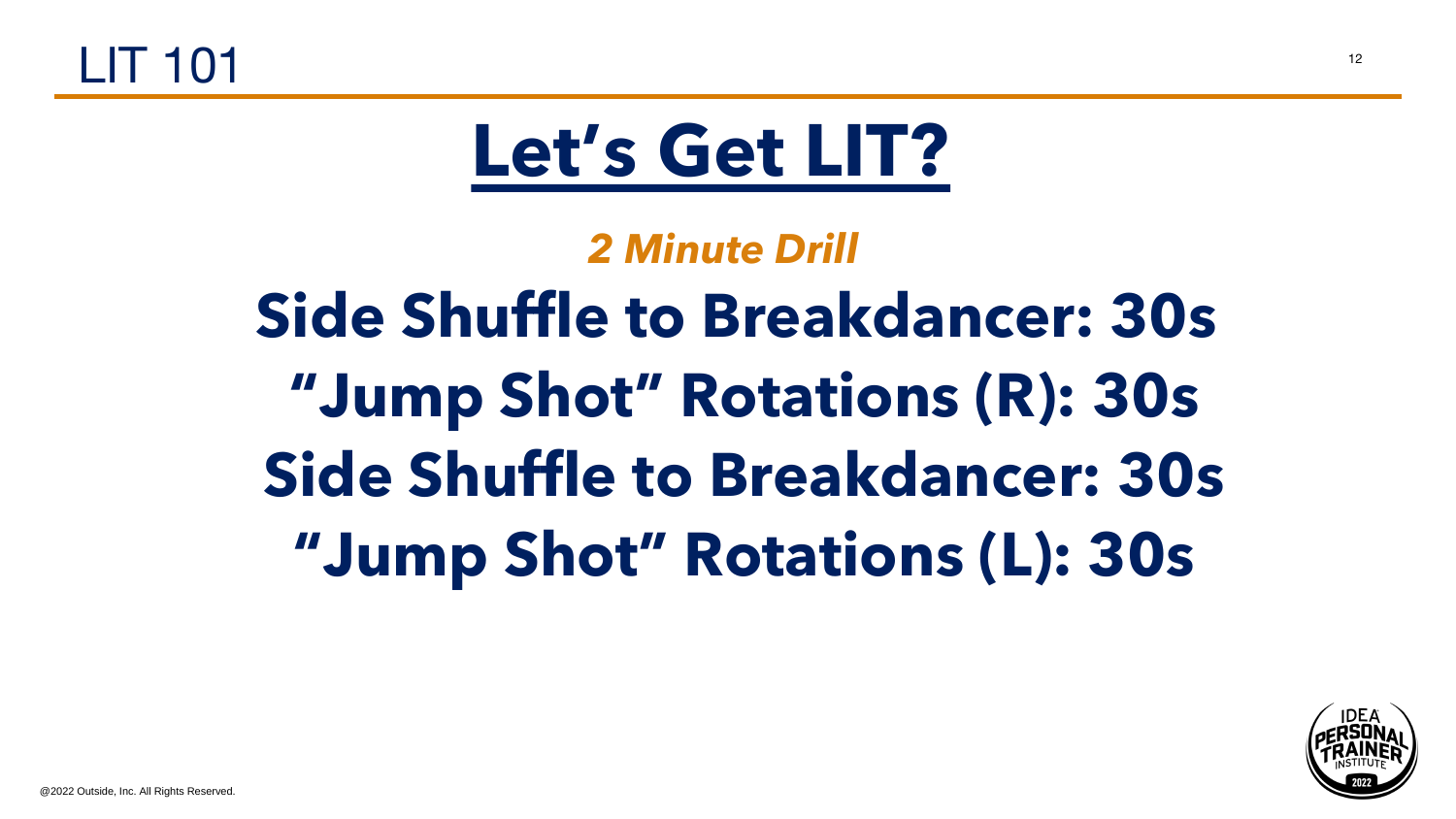# Let's Get LIT?

***2 Minute Drill***

**Side Shuffle to Breakdancer: 30s**

**"Jump Shot" Rotations (R): 30s**

**Side Shuffle to Breakdancer: 30s**

**"Jump Shot" Rotations (L): 30s**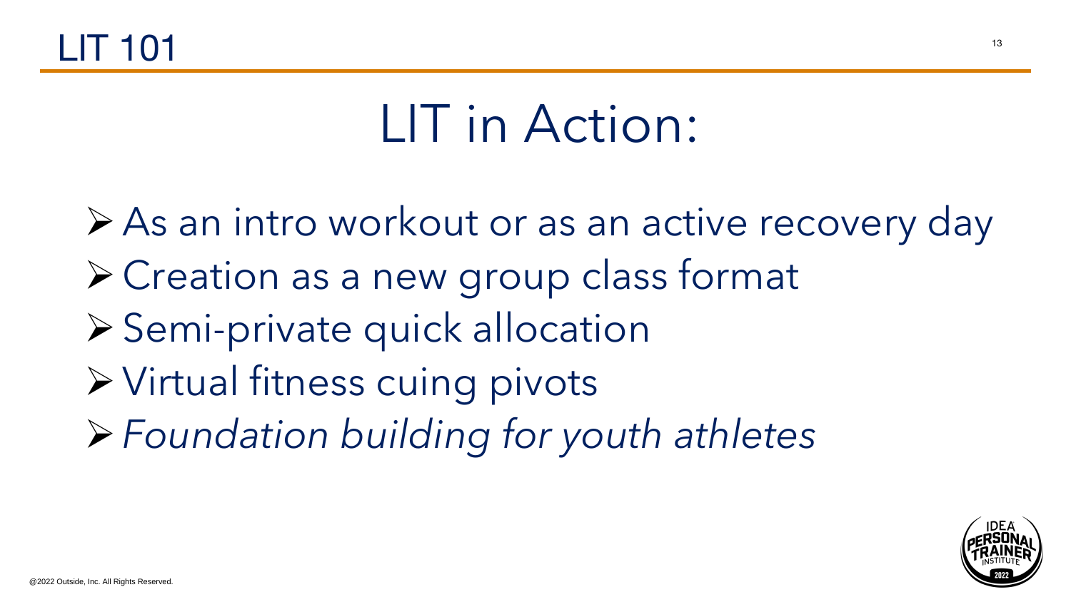# LIT in Action:

- As an intro workout or as an active recovery day
- Creation as a new group class format
- Semi-private quick allocation
- Virtual fitness cuing pivots
- *Foundation building for youth athletes*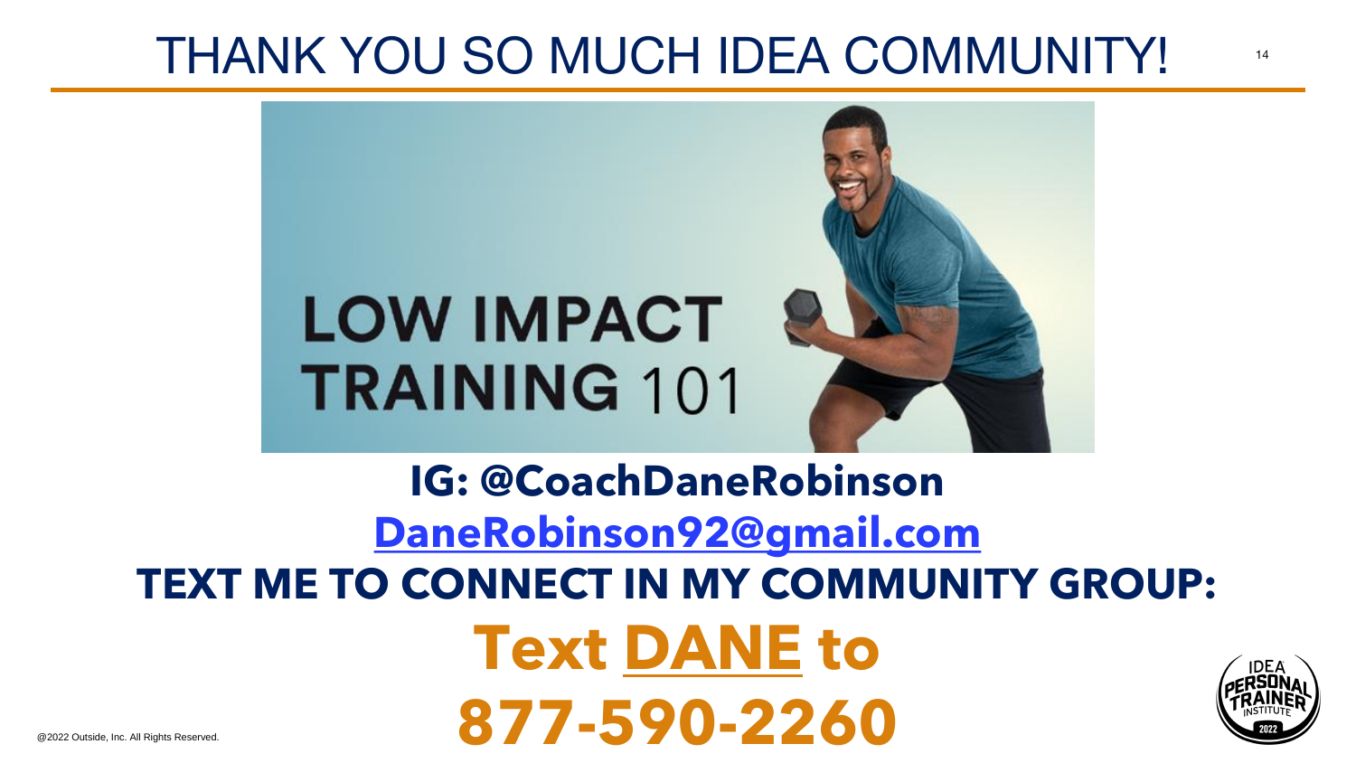# THANK YOU SO MUCH IDEA COMMUNITY!

LOW IMPACT TRAINING 101

**IG: @CoachDaneRobinson**

**DaneRobinson92@gmail.com**

**TEXT ME TO CONNECT IN MY COMMUNITY GROUP:**

**Text DANE to**

**877-590-2260**

@2022 Outside, Inc. All Rights Reserved.